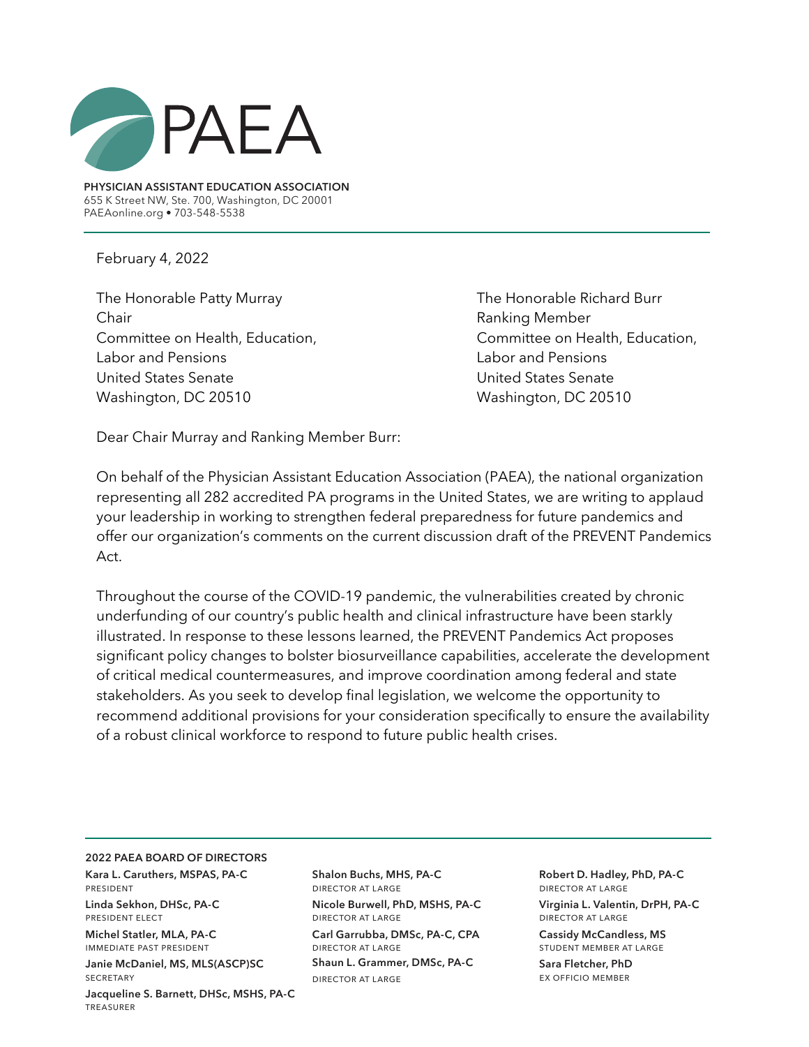# PAEA

**PHYSICIAN ASSISTANT EDUCATION ASSOCIATION**
655 K Street NW, Ste. 700, Washington, DC 20001
PAEAonline.org • 703-548-5538

February 4, 2022

The Honorable Patty Murray
Chair
Committee on Health, Education,
Labor and Pensions
United States Senate
Washington, DC 20510

The Honorable Richard Burr
Ranking Member
Committee on Health, Education,
Labor and Pensions
United States Senate
Washington, DC 20510

Dear Chair Murray and Ranking Member Burr:

On behalf of the Physician Assistant Education Association (PAEA), the national organization representing all 282 accredited PA programs in the United States, we are writing to applaud your leadership in working to strengthen federal preparedness for future pandemics and offer our organization's comments on the current discussion draft of the PREVENT Pandemics Act.

Throughout the course of the COVID-19 pandemic, the vulnerabilities created by chronic underfunding of our country's public health and clinical infrastructure have been starkly illustrated. In response to these lessons learned, the PREVENT Pandemics Act proposes significant policy changes to bolster biosurveillance capabilities, accelerate the development of critical medical countermeasures, and improve coordination among federal and state stakeholders. As you seek to develop final legislation, we welcome the opportunity to recommend additional provisions for your consideration specifically to ensure the availability of a robust clinical workforce to respond to future public health crises.

**2022 PAEA BOARD OF DIRECTORS**

**Kara L. Caruthers, MSPAS, PA-C**
PRESIDENT

**Linda Sekhon, DHSc, PA-C**
PRESIDENT ELECT

**Michel Statler, MLA, PA-C**
IMMEDIATE PAST PRESIDENT

**Janie McDaniel, MS, MLS(ASCP)SC**
SECRETARY

**Jacqueline S. Barnett, DHSc, MSHS, PA-C**
TREASURER

**Shalon Buchs, MHS, PA-C**
DIRECTOR AT LARGE

**Nicole Burwell, PhD, MSHS, PA-C**
DIRECTOR AT LARGE

**Carl Garrubba, DMSc, PA-C, CPA**
DIRECTOR AT LARGE

**Shaun L. Grammer, DMSc, PA-C**
DIRECTOR AT LARGE

**Robert D. Hadley, PhD, PA-C**
DIRECTOR AT LARGE

**Virginia L. Valentin, DrPH, PA-C**
DIRECTOR AT LARGE

**Cassidy McCandless, MS**
STUDENT MEMBER AT LARGE

**Sara Fletcher, PhD**
EX OFFICIO MEMBER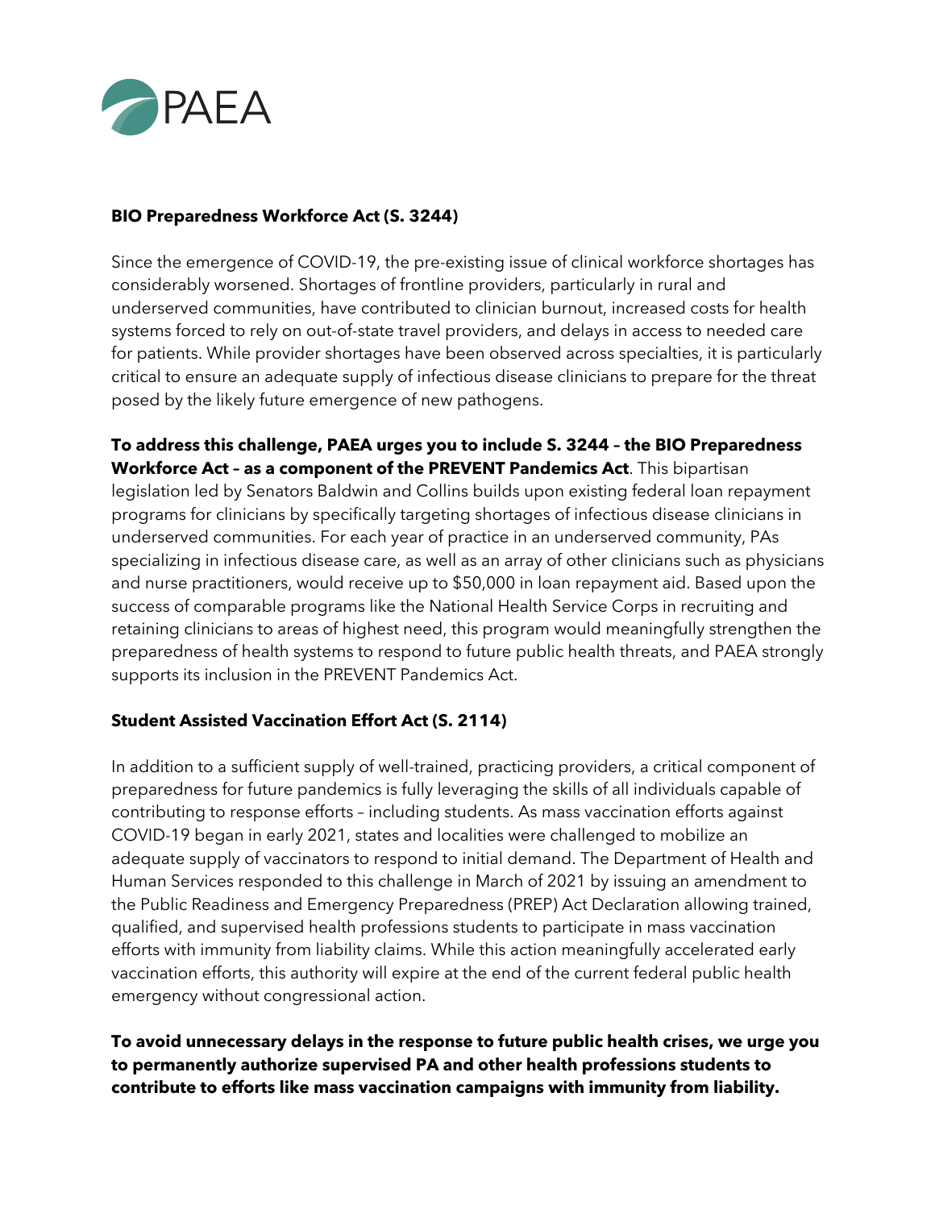**BIO Preparedness Workforce Act (S. 3244)**

Since the emergence of COVID-19, the pre-existing issue of clinical workforce shortages has considerably worsened. Shortages of frontline providers, particularly in rural and underserved communities, have contributed to clinician burnout, increased costs for health systems forced to rely on out-of-state travel providers, and delays in access to needed care for patients. While provider shortages have been observed across specialties, it is particularly critical to ensure an adequate supply of infectious disease clinicians to prepare for the threat posed by the likely future emergence of new pathogens.

**To address this challenge, PAEA urges you to include S. 3244 – the BIO Preparedness Workforce Act – as a component of the PREVENT Pandemics Act**. This bipartisan legislation led by Senators Baldwin and Collins builds upon existing federal loan repayment programs for clinicians by specifically targeting shortages of infectious disease clinicians in underserved communities. For each year of practice in an underserved community, PAs specializing in infectious disease care, as well as an array of other clinicians such as physicians and nurse practitioners, would receive up to $50,000 in loan repayment aid. Based upon the success of comparable programs like the National Health Service Corps in recruiting and retaining clinicians to areas of highest need, this program would meaningfully strengthen the preparedness of health systems to respond to future public health threats, and PAEA strongly supports its inclusion in the PREVENT Pandemics Act.

**Student Assisted Vaccination Effort Act (S. 2114)**

In addition to a sufficient supply of well-trained, practicing providers, a critical component of preparedness for future pandemics is fully leveraging the skills of all individuals capable of contributing to response efforts – including students. As mass vaccination efforts against COVID-19 began in early 2021, states and localities were challenged to mobilize an adequate supply of vaccinators to respond to initial demand. The Department of Health and Human Services responded to this challenge in March of 2021 by issuing an amendment to the Public Readiness and Emergency Preparedness (PREP) Act Declaration allowing trained, qualified, and supervised health professions students to participate in mass vaccination efforts with immunity from liability claims. While this action meaningfully accelerated early vaccination efforts, this authority will expire at the end of the current federal public health emergency without congressional action.

**To avoid unnecessary delays in the response to future public health crises, we urge you to permanently authorize supervised PA and other health professions students to contribute to efforts like mass vaccination campaigns with immunity from liability.**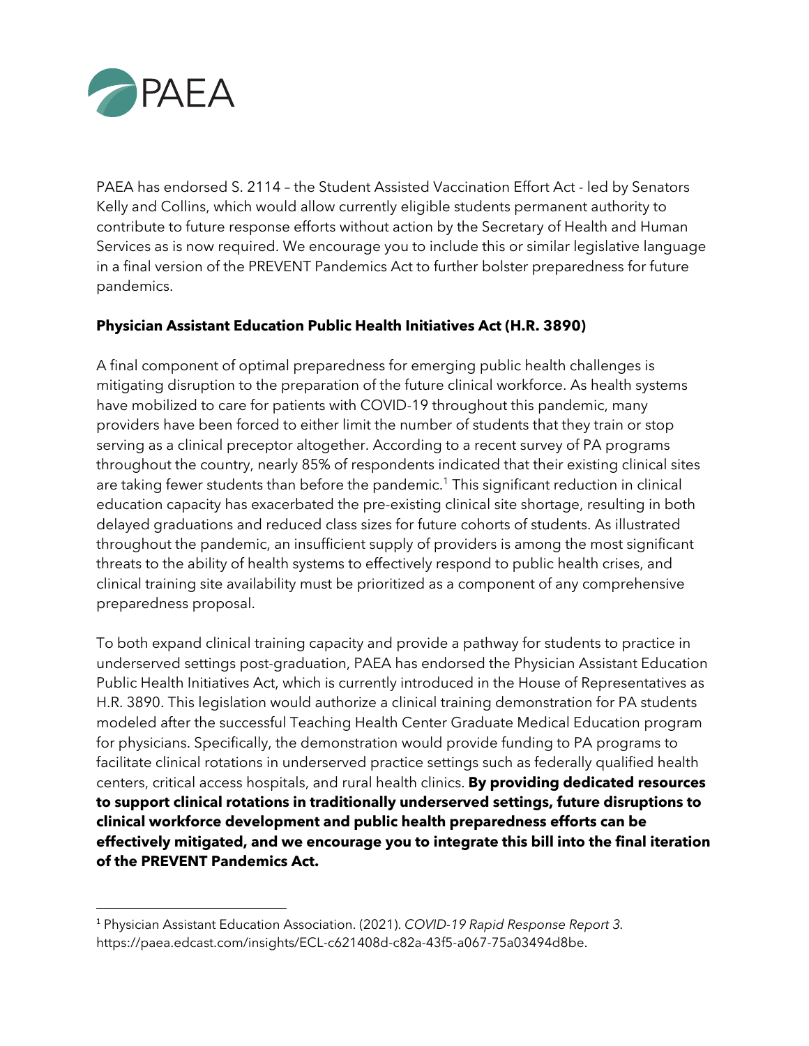PAEA has endorsed S. 2114 – the Student Assisted Vaccination Effort Act - led by Senators Kelly and Collins, which would allow currently eligible students permanent authority to contribute to future response efforts without action by the Secretary of Health and Human Services as is now required. We encourage you to include this or similar legislative language in a final version of the PREVENT Pandemics Act to further bolster preparedness for future pandemics.

**Physician Assistant Education Public Health Initiatives Act (H.R. 3890)**

A final component of optimal preparedness for emerging public health challenges is mitigating disruption to the preparation of the future clinical workforce. As health systems have mobilized to care for patients with COVID-19 throughout this pandemic, many providers have been forced to either limit the number of students that they train or stop serving as a clinical preceptor altogether. According to a recent survey of PA programs throughout the country, nearly 85% of respondents indicated that their existing clinical sites are taking fewer students than before the pandemic.[1] This significant reduction in clinical education capacity has exacerbated the pre-existing clinical site shortage, resulting in both delayed graduations and reduced class sizes for future cohorts of students. As illustrated throughout the pandemic, an insufficient supply of providers is among the most significant threats to the ability of health systems to effectively respond to public health crises, and clinical training site availability must be prioritized as a component of any comprehensive preparedness proposal.

To both expand clinical training capacity and provide a pathway for students to practice in underserved settings post-graduation, PAEA has endorsed the Physician Assistant Education Public Health Initiatives Act, which is currently introduced in the House of Representatives as H.R. 3890. This legislation would authorize a clinical training demonstration for PA students modeled after the successful Teaching Health Center Graduate Medical Education program for physicians. Specifically, the demonstration would provide funding to PA programs to facilitate clinical rotations in underserved practice settings such as federally qualified health centers, critical access hospitals, and rural health clinics. **By providing dedicated resources to support clinical rotations in traditionally underserved settings, future disruptions to clinical workforce development and public health preparedness efforts can be effectively mitigated, and we encourage you to integrate this bill into the final iteration of the PREVENT Pandemics Act.**

---

[1] Physician Assistant Education Association. (2021). *COVID-19 Rapid Response Report 3.* https://paea.edcast.com/insights/ECL-c621408d-c82a-43f5-a067-75a03494d8be.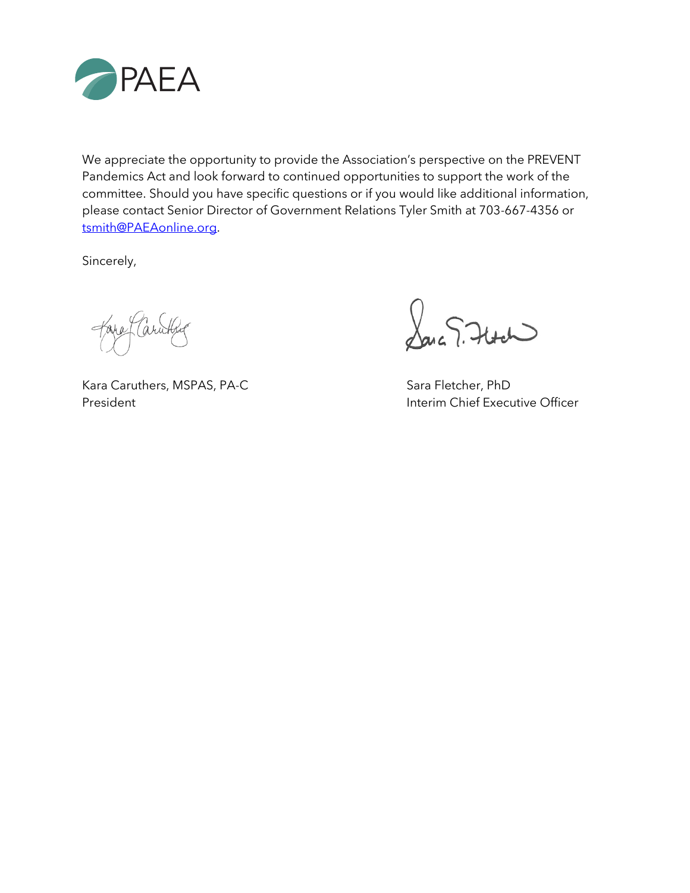PAEA

We appreciate the opportunity to provide the Association's perspective on the PREVENT Pandemics Act and look forward to continued opportunities to support the work of the committee. Should you have specific questions or if you would like additional information, please contact Senior Director of Government Relations Tyler Smith at 703-667-4356 or tsmith@PAEAonline.org.

Sincerely,

Kara Caruthers, MSPAS, PA-C
President

Sara Fletcher, PhD
Interim Chief Executive Officer